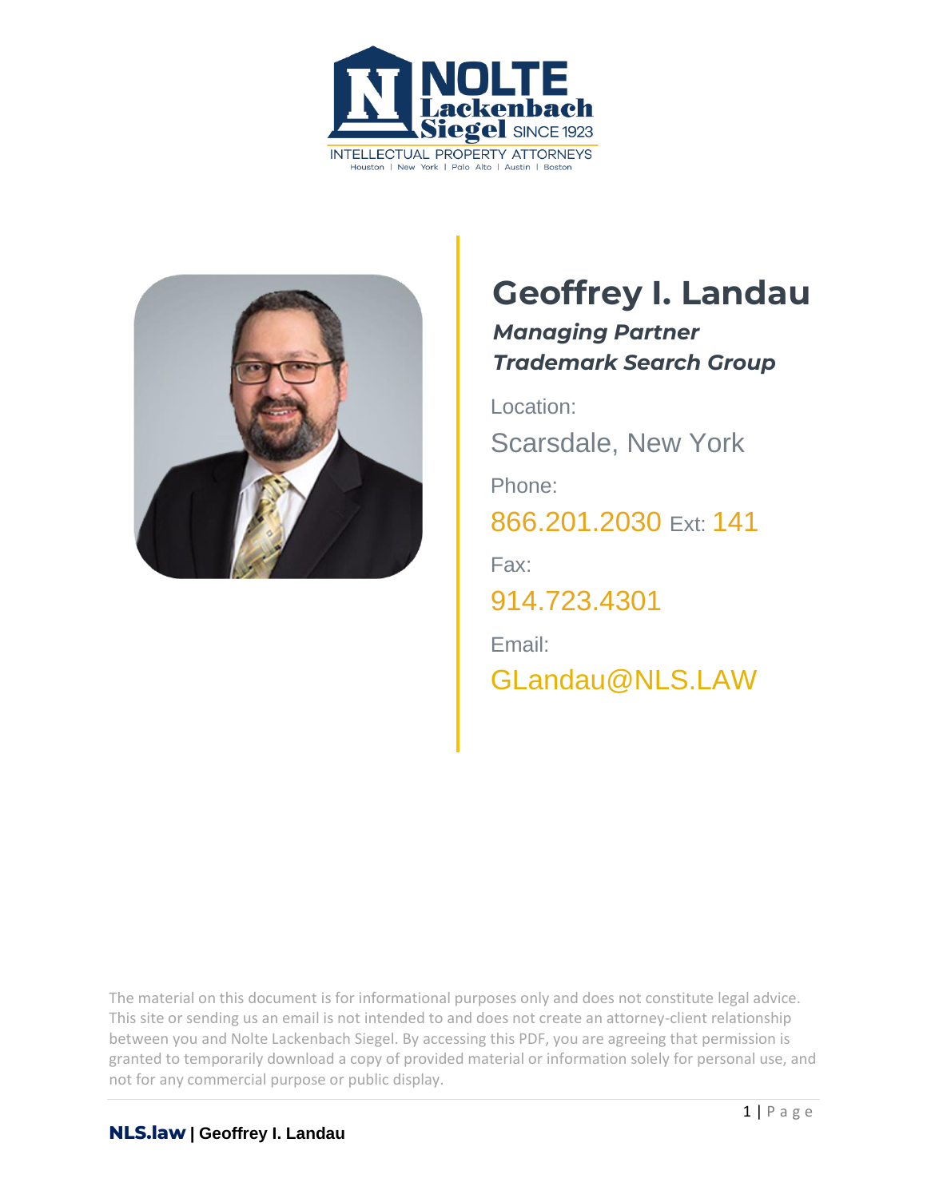NOLTE Lackenbach Siegel SINCE 1923

INTELLECTUAL PROPERTY ATTORNEYS

Houston | New York | Palo Alto | Austin | Boston

# Geoffrey I. Landau

***Managing Partner***
***Trademark Search Group***

Location:

Scarsdale, New York

Phone:

866.201.2030 Ext: 141

Fax:

914.723.4301

Email:

GLandau@NLS.LAW

The material on this document is for informational purposes only and does not constitute legal advice. This site or sending us an email is not intended to and does not create an attorney-client relationship between you and Nolte Lackenbach Siegel. By accessing this PDF, you are agreeing that permission is granted to temporarily download a copy of provided material or information solely for personal use, and not for any commercial purpose or public display.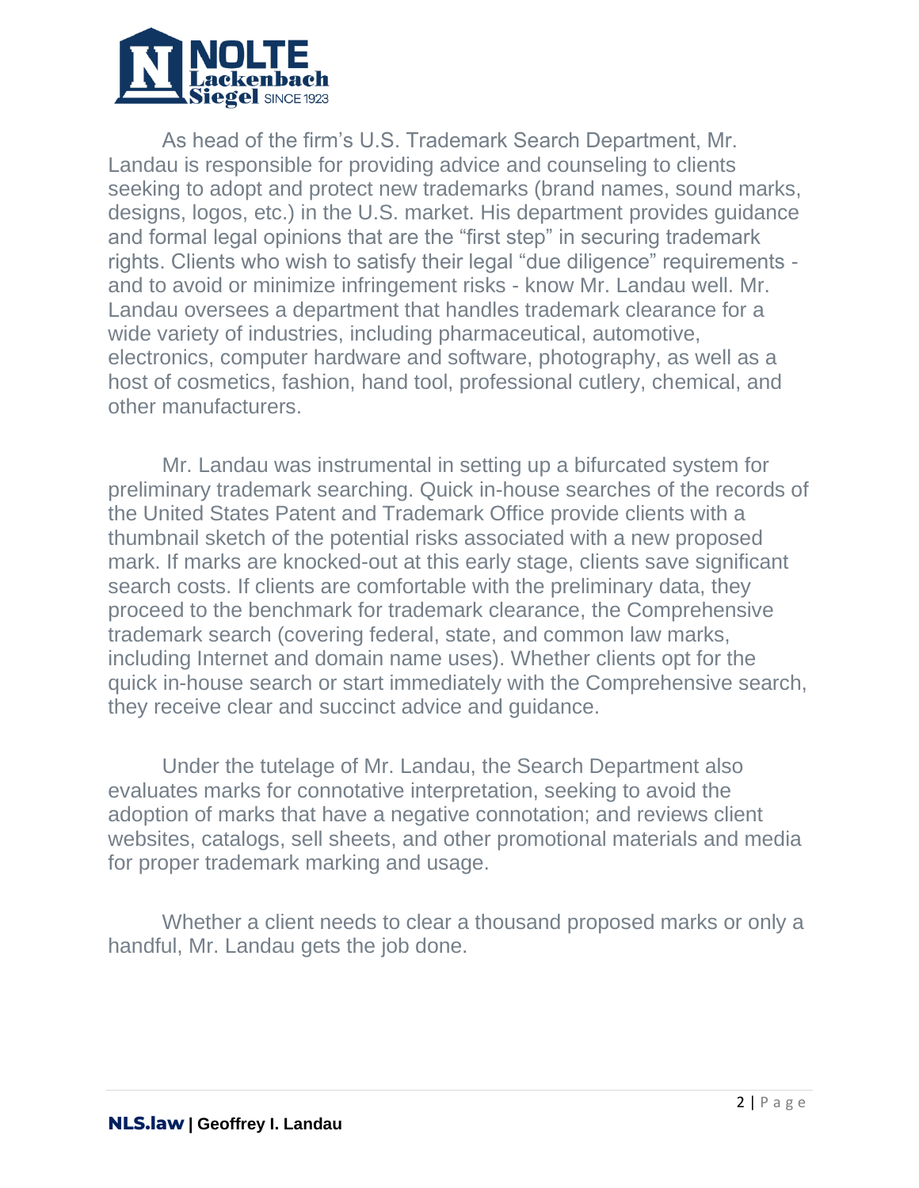As head of the firm's U.S. Trademark Search Department, Mr. Landau is responsible for providing advice and counseling to clients seeking to adopt and protect new trademarks (brand names, sound marks, designs, logos, etc.) in the U.S. market. His department provides guidance and formal legal opinions that are the "first step" in securing trademark rights. Clients who wish to satisfy their legal "due diligence" requirements - and to avoid or minimize infringement risks - know Mr. Landau well. Mr. Landau oversees a department that handles trademark clearance for a wide variety of industries, including pharmaceutical, automotive, electronics, computer hardware and software, photography, as well as a host of cosmetics, fashion, hand tool, professional cutlery, chemical, and other manufacturers.

Mr. Landau was instrumental in setting up a bifurcated system for preliminary trademark searching. Quick in-house searches of the records of the United States Patent and Trademark Office provide clients with a thumbnail sketch of the potential risks associated with a new proposed mark. If marks are knocked-out at this early stage, clients save significant search costs. If clients are comfortable with the preliminary data, they proceed to the benchmark for trademark clearance, the Comprehensive trademark search (covering federal, state, and common law marks, including Internet and domain name uses). Whether clients opt for the quick in-house search or start immediately with the Comprehensive search, they receive clear and succinct advice and guidance.

Under the tutelage of Mr. Landau, the Search Department also evaluates marks for connotative interpretation, seeking to avoid the adoption of marks that have a negative connotation; and reviews client websites, catalogs, sell sheets, and other promotional materials and media for proper trademark marking and usage.

Whether a client needs to clear a thousand proposed marks or only a handful, Mr. Landau gets the job done.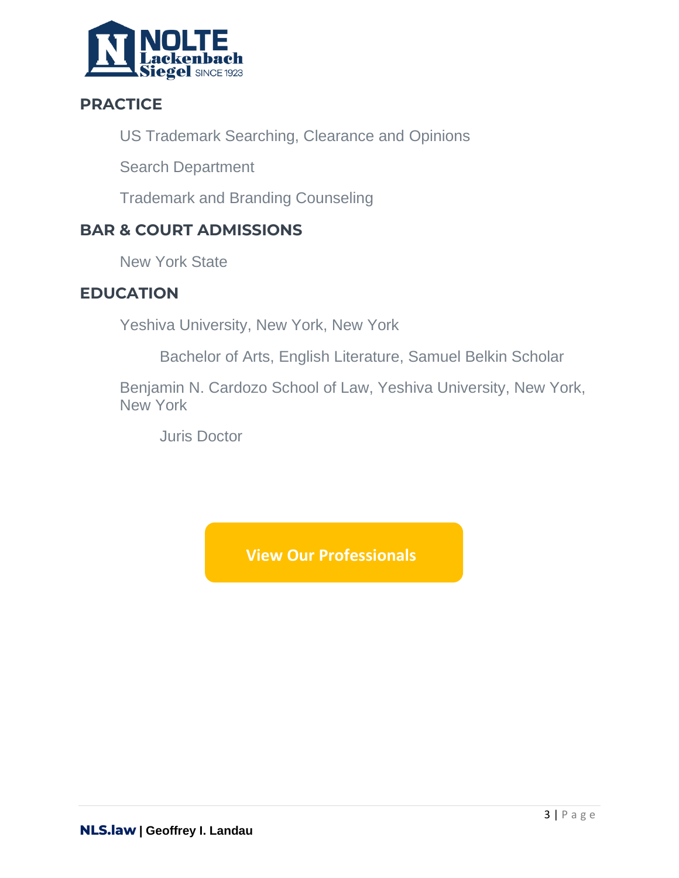## PRACTICE

US Trademark Searching, Clearance and Opinions

Search Department

Trademark and Branding Counseling

## BAR & COURT ADMISSIONS

New York State

## EDUCATION

Yeshiva University, New York, New York

Bachelor of Arts, English Literature, Samuel Belkin Scholar

Benjamin N. Cardozo School of Law, Yeshiva University, New York, New York

Juris Doctor

**View Our Professionals**